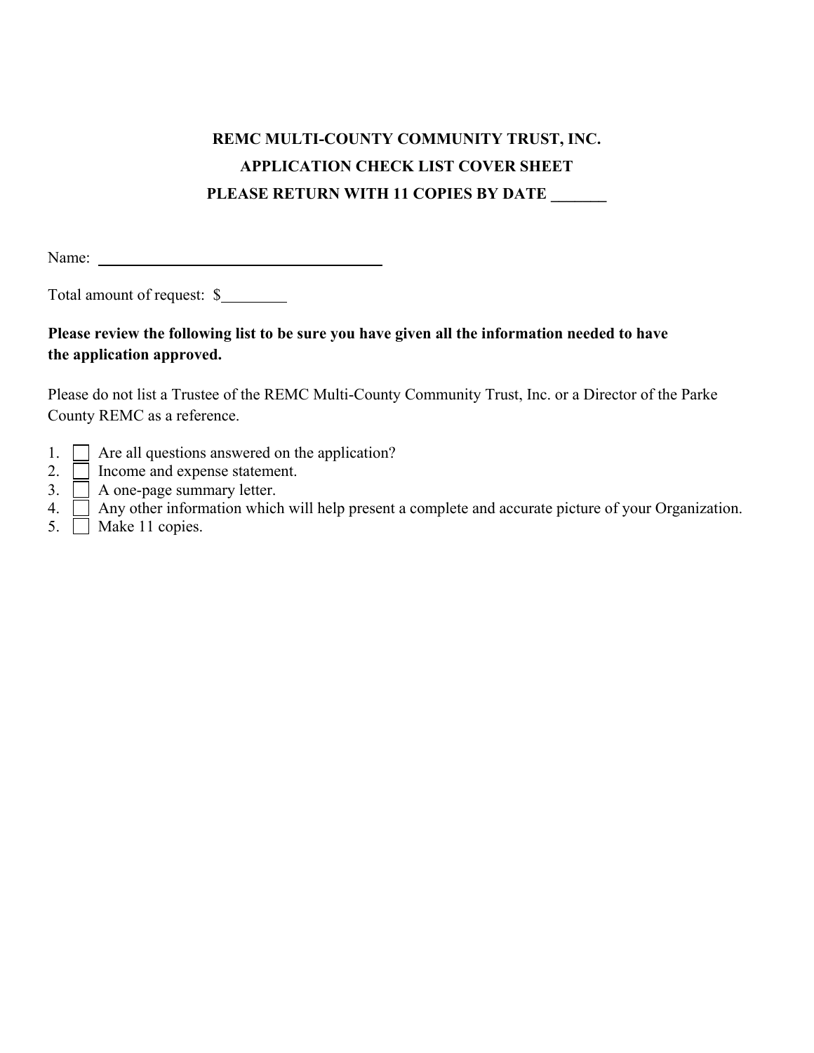# REMC MULTI-COUNTY COMMUNITY TRUST, INC.

## APPLICATION CHECK LIST COVER SHEET

## PLEASE RETURN WITH 11 COPIES BY DATE _______

Name: ______________________________________

Total amount of request: $________

**Please review the following list to be sure you have given all the information needed to have the application approved.**

Please do not list a Trustee of the REMC Multi-County Community Trust, Inc. or a Director of the Parke County REMC as a reference.

1. ☐ Are all questions answered on the application?
2. ☐ Income and expense statement.
3. ☐ A one-page summary letter.
4. ☐ Any other information which will help present a complete and accurate picture of your Organization.
5. ☐ Make 11 copies.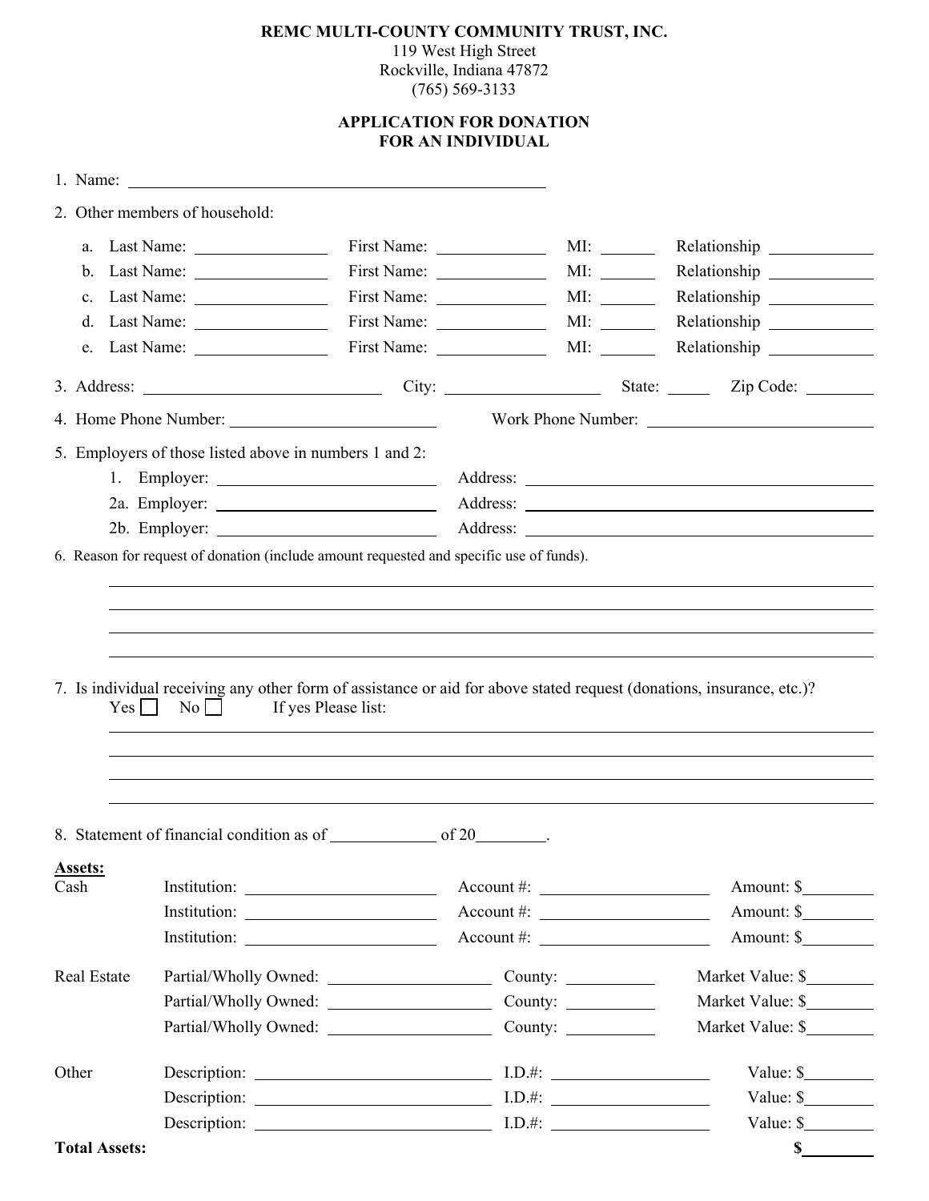**REMC MULTI-COUNTY COMMUNITY TRUST, INC.**
119 West High Street
Rockville, Indiana 47872
(765) 569-3133

**APPLICATION FOR DONATION**
**FOR AN INDIVIDUAL**

1. Name: ______________________________

2. Other members of household:

   a. Last Name: __________ First Name: __________ MI: ____ Relationship __________
   b. Last Name: __________ First Name: __________ MI: ____ Relationship __________
   c. Last Name: __________ First Name: __________ MI: ____ Relationship __________
   d. Last Name: __________ First Name: __________ MI: ____ Relationship __________
   e. Last Name: __________ First Name: __________ MI: ____ Relationship __________

3. Address: __________________ City: ____________ State: ____ Zip Code: ______

4. Home Phone Number: ______________ Work Phone Number: ______________

5. Employers of those listed above in numbers 1 and 2:
   1. Employer: ______________ Address: ______________________
   2a. Employer: ______________ Address: ______________________
   2b. Employer: ______________ Address: ______________________

6. Reason for request of donation (include amount requested and specific use of funds).

______________________________________________________________
______________________________________________________________
______________________________________________________________
______________________________________________________________

7. Is individual receiving any other form of assistance or aid for above stated request (donations, insurance, etc.)?
   Yes ☐ No ☐ If yes Please list:

______________________________________________________________
______________________________________________________________
______________________________________________________________
______________________________________________________________

8. Statement of financial condition as of ____________ of 20________.

**Assets:**

| | | | |
|---|---|---|---|
| Cash | Institution: ______________ | Account #: ______________ | Amount: $________ |
| | Institution: ______________ | Account #: ______________ | Amount: $________ |
| | Institution: ______________ | Account #: ______________ | Amount: $________ |
| Real Estate | Partial/Wholly Owned: ______________ | County: __________ | Market Value: $________ |
| | Partial/Wholly Owned: ______________ | County: __________ | Market Value: $________ |
| | Partial/Wholly Owned: ______________ | County: __________ | Market Value: $________ |
| Other | Description: ______________ | I.D.#: ______________ | Value: $________ |
| | Description: ______________ | I.D.#: ______________ | Value: $________ |
| | Description: ______________ | I.D.#: ______________ | Value: $________ |
| **Total Assets:** | | | $________ |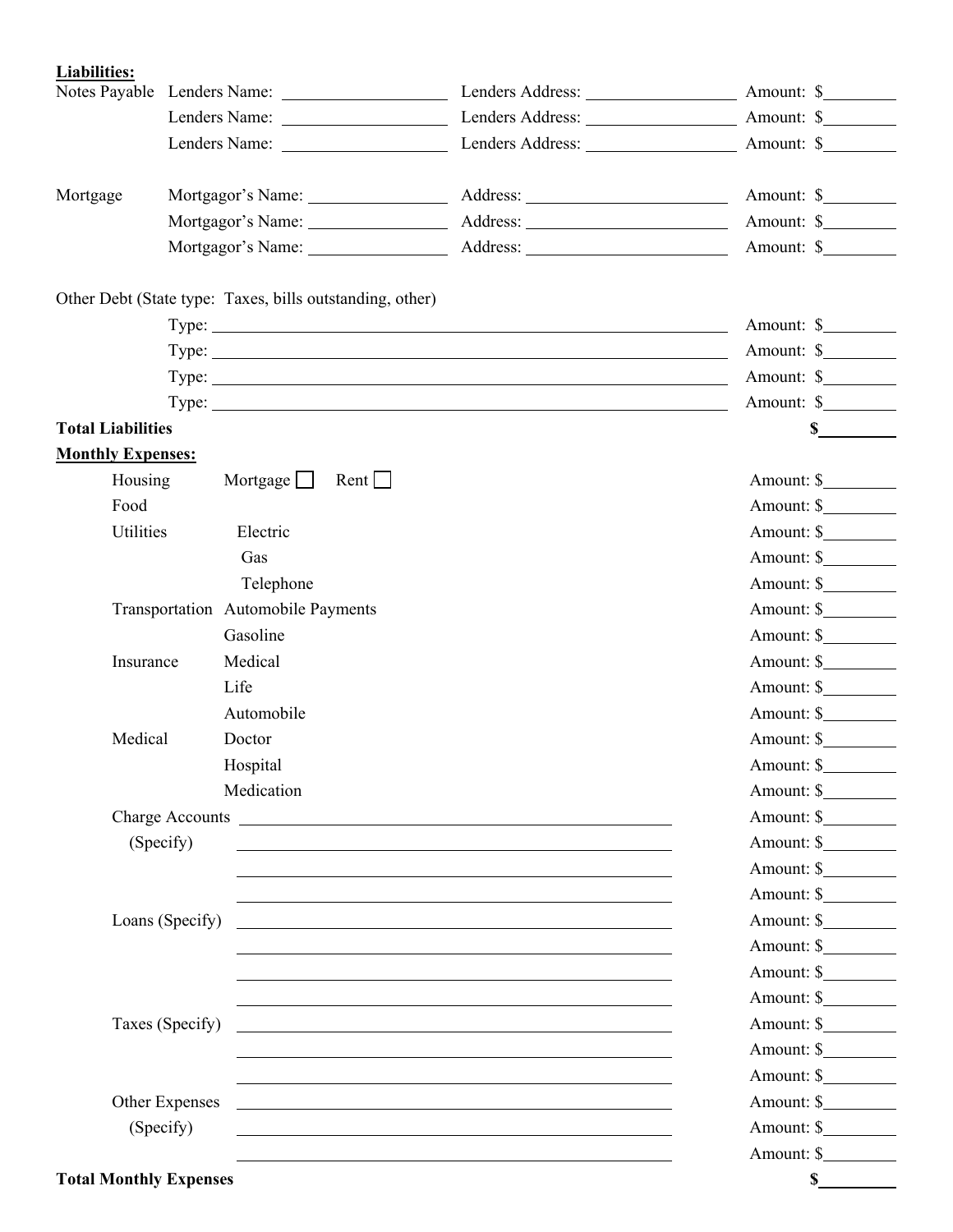**Liabilities:**

Notes Payable

| | | |
|---|---|---|
| Lenders Name: ________ | Lenders Address: ________ | Amount: $________ |
| Lenders Name: ________ | Lenders Address: ________ | Amount: $________ |
| Lenders Name: ________ | Lenders Address: ________ | Amount: $________ |

Mortgage

| | | |
|---|---|---|
| Mortgagor's Name: ________ | Address: ________ | Amount: $________ |
| Mortgagor's Name: ________ | Address: ________ | Amount: $________ |
| Mortgagor's Name: ________ | Address: ________ | Amount: $________ |

Other Debt (State type: Taxes, bills outstanding, other)

| | |
|---|---|
| Type: ________ | Amount: $________ |
| Type: ________ | Amount: $________ |
| Type: ________ | Amount: $________ |
| Type: ________ | Amount: $________ |

**Total Liabilities** **$________**

**Monthly Expenses:**

| Category | Item | Amount |
|---|---|---|
| Housing | Mortgage ☐ Rent ☐ | Amount: $________ |
| Food | | Amount: $________ |
| Utilities | Electric | Amount: $________ |
| | Gas | Amount: $________ |
| | Telephone | Amount: $________ |
| Transportation | Automobile Payments | Amount: $________ |
| | Gasoline | Amount: $________ |
| Insurance | Medical | Amount: $________ |
| | Life | Amount: $________ |
| | Automobile | Amount: $________ |
| Medical | Doctor | Amount: $________ |
| | Hospital | Amount: $________ |
| | Medication | Amount: $________ |
| Charge Accounts | ________ | Amount: $________ |
| (Specify) | ________ | Amount: $________ |
| | ________ | Amount: $________ |
| | ________ | Amount: $________ |
| Loans (Specify) | ________ | Amount: $________ |
| | ________ | Amount: $________ |
| | ________ | Amount: $________ |
| | ________ | Amount: $________ |
| Taxes (Specify) | ________ | Amount: $________ |
| | ________ | Amount: $________ |
| | ________ | Amount: $________ |
| Other Expenses | ________ | Amount: $________ |
| (Specify) | ________ | Amount: $________ |
| | ________ | Amount: $________ |

**Total Monthly Expenses** **$________**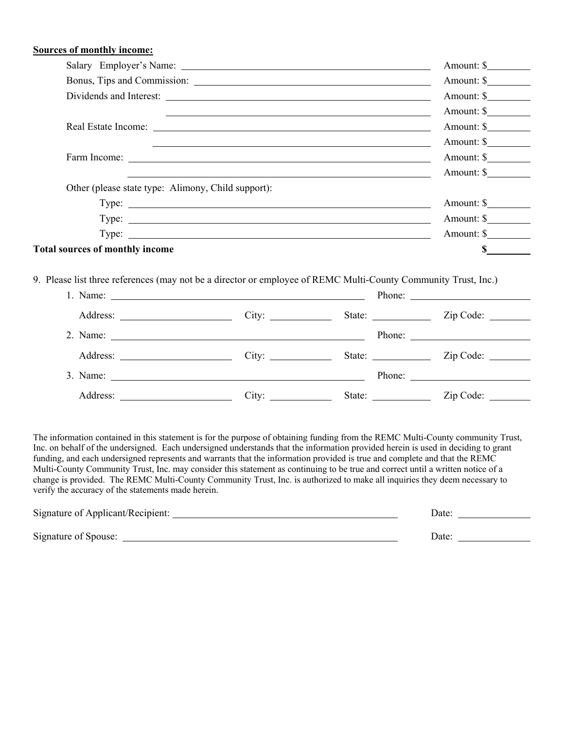**Sources of monthly income:**

Salary Employer's Name: \_\_\_\_\_\_\_\_\_\_\_\_\_\_\_\_\_\_\_\_ Amount: $\_\_\_\_\_\_\_\_

Bonus, Tips and Commission: \_\_\_\_\_\_\_\_\_\_\_\_\_\_\_\_\_\_\_\_ Amount: $\_\_\_\_\_\_\_\_

Dividends and Interest: \_\_\_\_\_\_\_\_\_\_\_\_\_\_\_\_\_\_\_\_ Amount: $\_\_\_\_\_\_\_\_

\_\_\_\_\_\_\_\_\_\_\_\_\_\_\_\_\_\_\_\_ Amount: $\_\_\_\_\_\_\_\_

Real Estate Income: \_\_\_\_\_\_\_\_\_\_\_\_\_\_\_\_\_\_\_\_ Amount: $\_\_\_\_\_\_\_\_

\_\_\_\_\_\_\_\_\_\_\_\_\_\_\_\_\_\_\_\_ Amount: $\_\_\_\_\_\_\_\_

Farm Income: \_\_\_\_\_\_\_\_\_\_\_\_\_\_\_\_\_\_\_\_ Amount: $\_\_\_\_\_\_\_\_

\_\_\_\_\_\_\_\_\_\_\_\_\_\_\_\_\_\_\_\_ Amount: $\_\_\_\_\_\_\_\_

Other (please state type: Alimony, Child support):

Type: \_\_\_\_\_\_\_\_\_\_\_\_\_\_\_\_\_\_\_\_ Amount: $\_\_\_\_\_\_\_\_

Type: \_\_\_\_\_\_\_\_\_\_\_\_\_\_\_\_\_\_\_\_ Amount: $\_\_\_\_\_\_\_\_

Type: \_\_\_\_\_\_\_\_\_\_\_\_\_\_\_\_\_\_\_\_ Amount: $\_\_\_\_\_\_\_\_

**Total sources of monthly income** **$\_\_\_\_\_\_\_\_**

9. Please list three references (may not be a director or employee of REMC Multi-County Community Trust, Inc.)

1. Name: \_\_\_\_\_\_\_\_\_\_\_\_\_\_\_\_\_\_\_\_ Phone: \_\_\_\_\_\_\_\_\_\_\_\_\_\_\_\_

   Address: \_\_\_\_\_\_\_\_\_\_\_\_\_\_\_\_ City: \_\_\_\_\_\_\_\_\_\_ State: \_\_\_\_\_\_\_\_\_\_ Zip Code: \_\_\_\_\_\_\_\_

2. Name: \_\_\_\_\_\_\_\_\_\_\_\_\_\_\_\_\_\_\_\_ Phone: \_\_\_\_\_\_\_\_\_\_\_\_\_\_\_\_

   Address: \_\_\_\_\_\_\_\_\_\_\_\_\_\_\_\_ City: \_\_\_\_\_\_\_\_\_\_ State: \_\_\_\_\_\_\_\_\_\_ Zip Code: \_\_\_\_\_\_\_\_

3. Name: \_\_\_\_\_\_\_\_\_\_\_\_\_\_\_\_\_\_\_\_ Phone: \_\_\_\_\_\_\_\_\_\_\_\_\_\_\_\_

   Address: \_\_\_\_\_\_\_\_\_\_\_\_\_\_\_\_ City: \_\_\_\_\_\_\_\_\_\_ State: \_\_\_\_\_\_\_\_\_\_ Zip Code: \_\_\_\_\_\_\_\_

The information contained in this statement is for the purpose of obtaining funding from the REMC Multi-County community Trust, Inc. on behalf of the undersigned. Each undersigned understands that the information provided herein is used in deciding to grant funding, and each undersigned represents and warrants that the information provided is true and complete and that the REMC Multi-County Community Trust, Inc. may consider this statement as continuing to be true and correct until a written notice of a change is provided. The REMC Multi-County Community Trust, Inc. is authorized to make all inquiries they deem necessary to verify the accuracy of the statements made herein.

Signature of Applicant/Recipient: \_\_\_\_\_\_\_\_\_\_\_\_\_\_\_\_\_\_\_\_ Date: \_\_\_\_\_\_\_\_\_\_\_\_

Signature of Spouse: \_\_\_\_\_\_\_\_\_\_\_\_\_\_\_\_\_\_\_\_ Date: \_\_\_\_\_\_\_\_\_\_\_\_